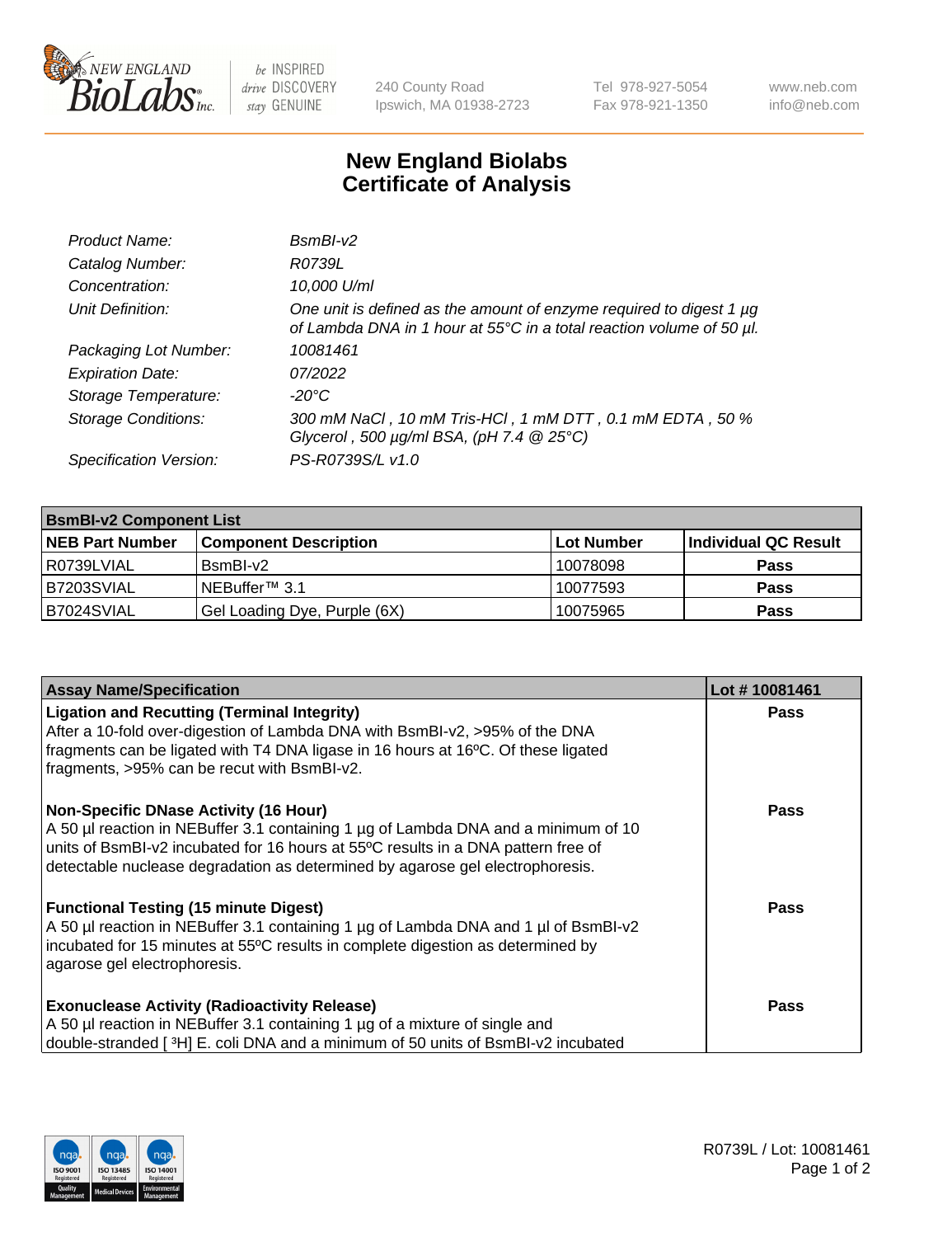NEW ENGLAND BioLabs Inc. — be INSPIRED drive DISCOVERY stay GENUINE

240 County Road
Ipswich, MA 01938-2723

Tel 978-927-5054
Fax 978-921-1350

www.neb.com
info@neb.com

# New England Biolabs Certificate of Analysis

| | |
|---|---|
| *Product Name:* | *BsmBI-v2* |
| *Catalog Number:* | *R0739L* |
| *Concentration:* | *10,000 U/ml* |
| *Unit Definition:* | *One unit is defined as the amount of enzyme required to digest 1 µg of Lambda DNA in 1 hour at 55°C in a total reaction volume of 50 µl.* |
| *Packaging Lot Number:* | *10081461* |
| *Expiration Date:* | *07/2022* |
| *Storage Temperature:* | *-20°C* |
| *Storage Conditions:* | *300 mM NaCl , 10 mM Tris-HCl , 1 mM DTT , 0.1 mM EDTA , 50 % Glycerol , 500 µg/ml BSA, (pH 7.4 @ 25°C)* |
| *Specification Version:* | *PS-R0739S/L v1.0* |

| **BsmBI-v2 Component List** | | | |
|---|---|---|---|
| **NEB Part Number** | **Component Description** | **Lot Number** | **Individual QC Result** |
| R0739LVIAL | BsmBI-v2 | 10078098 | **Pass** |
| B7203SVIAL | NEBuffer™ 3.1 | 10077593 | **Pass** |
| B7024SVIAL | Gel Loading Dye, Purple (6X) | 10075965 | **Pass** |

| **Assay Name/Specification** | **Lot # 10081461** |
|---|---|
| **Ligation and Recutting (Terminal Integrity)** After a 10-fold over-digestion of Lambda DNA with BsmBI-v2, >95% of the DNA fragments can be ligated with T4 DNA ligase in 16 hours at 16ºC. Of these ligated fragments, >95% can be recut with BsmBI-v2. | **Pass** |
| **Non-Specific DNase Activity (16 Hour)** A 50 µl reaction in NEBuffer 3.1 containing 1 µg of Lambda DNA and a minimum of 10 units of BsmBI-v2 incubated for 16 hours at 55ºC results in a DNA pattern free of detectable nuclease degradation as determined by agarose gel electrophoresis. | **Pass** |
| **Functional Testing (15 minute Digest)** A 50 µl reaction in NEBuffer 3.1 containing 1 µg of Lambda DNA and 1 µl of BsmBI-v2 incubated for 15 minutes at 55ºC results in complete digestion as determined by agarose gel electrophoresis. | **Pass** |
| **Exonuclease Activity (Radioactivity Release)** A 50 µl reaction in NEBuffer 3.1 containing 1 µg of a mixture of single and double-stranded [ $^3$H] E. coli DNA and a minimum of 50 units of BsmBI-v2 incubated | **Pass** |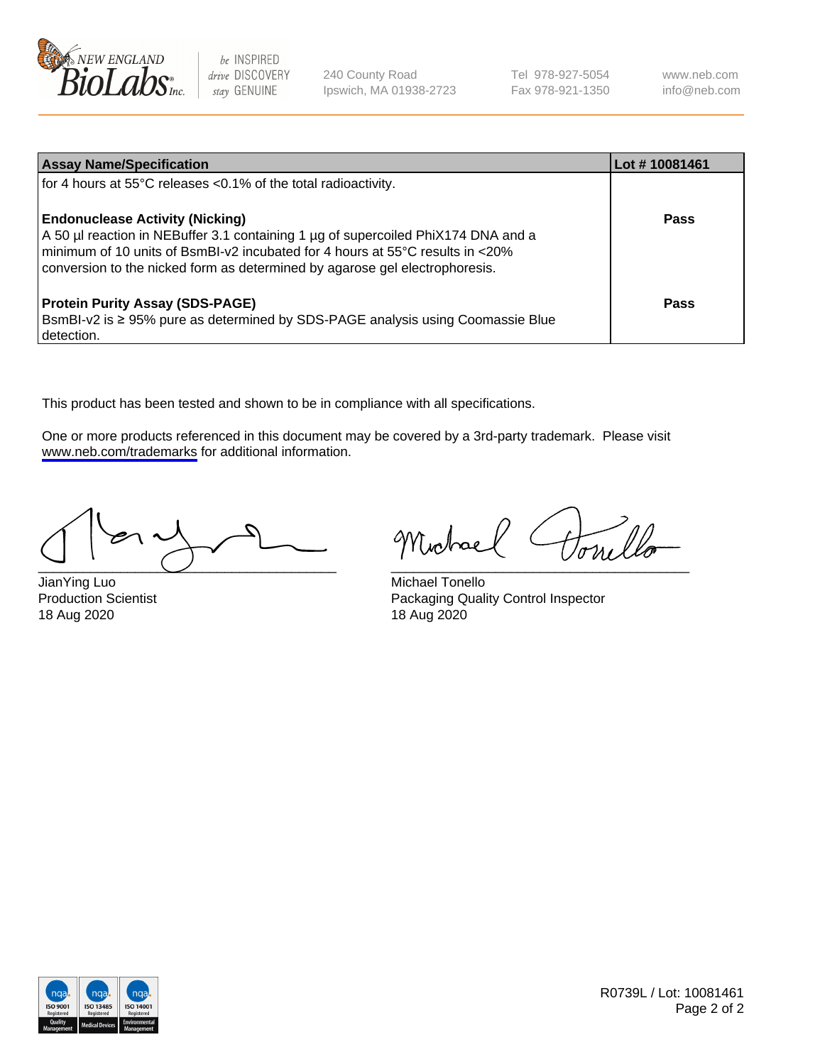| Assay Name/Specification | Lot # 10081461 |
| --- | --- |
| for 4 hours at 55°C releases <0.1% of the total radioactivity. | |
| **Endonuclease Activity (Nicking)**<br>A 50 µl reaction in NEBuffer 3.1 containing 1 µg of supercoiled PhiX174 DNA and a minimum of 10 units of BsmBI-v2 incubated for 4 hours at 55°C results in <20% conversion to the nicked form as determined by agarose gel electrophoresis. | **Pass** |
| **Protein Purity Assay (SDS-PAGE)**<br>BsmBI-v2 is ≥ 95% pure as determined by SDS-PAGE analysis using Coomassie Blue detection. | **Pass** |

This product has been tested and shown to be in compliance with all specifications.

One or more products referenced in this document may be covered by a 3rd-party trademark. Please visit www.neb.com/trademarks for additional information.

JianYing Luo
Production Scientist
18 Aug 2020

Michael Tonello
Packaging Quality Control Inspector
18 Aug 2020

R0739L / Lot: 10081461